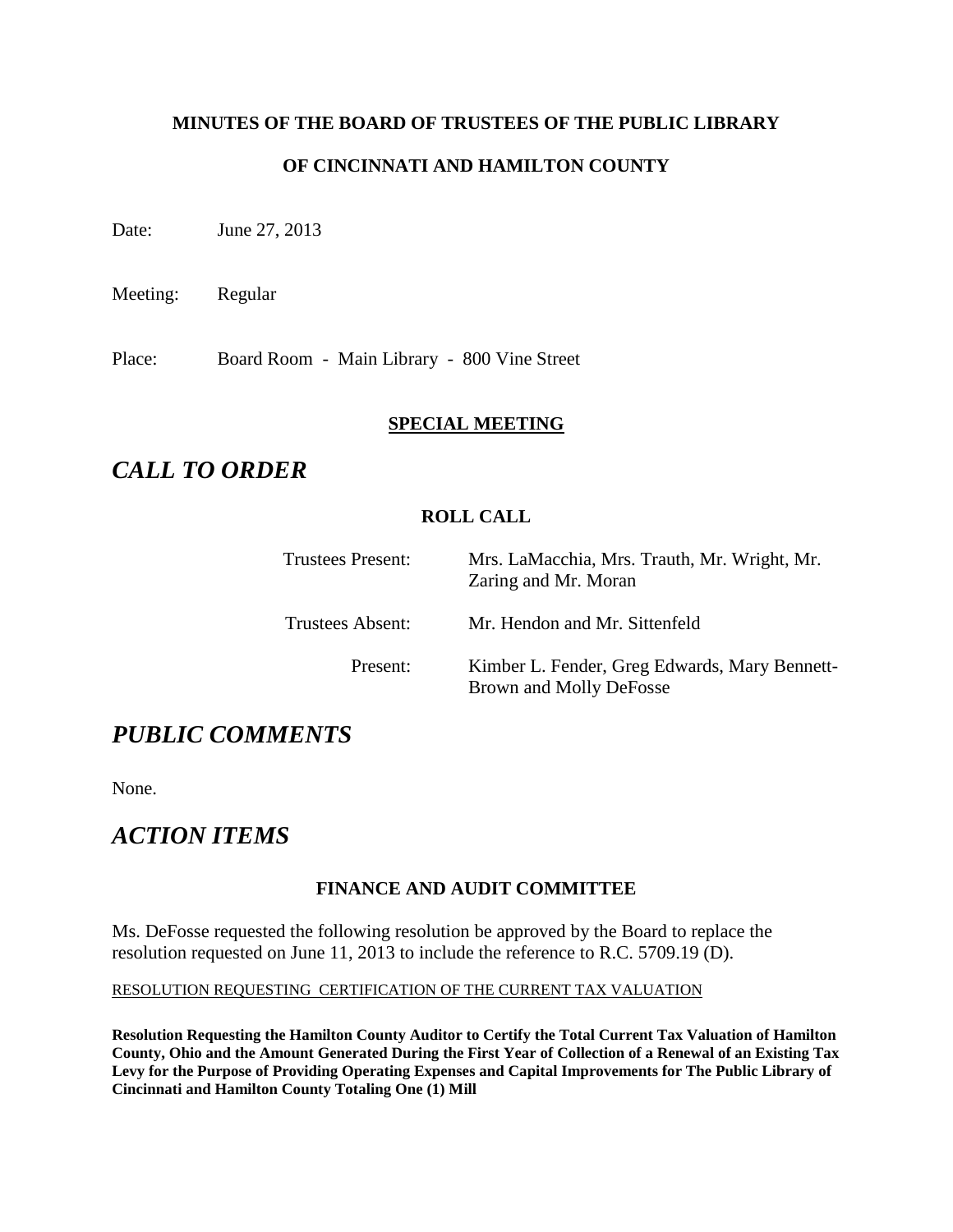**MINUTES OF THE BOARD OF TRUSTEES OF THE PUBLIC LIBRARY**

**OF CINCINNATI AND HAMILTON COUNTY**

Date: June 27, 2013

Meeting: Regular

Place: Board Room - Main Library - 800 Vine Street

**SPECIAL MEETING**

# *CALL TO ORDER*

**ROLL CALL**

| | |
|---|---|
| Trustees Present: | Mrs. LaMacchia, Mrs. Trauth, Mr. Wright, Mr. Zaring and Mr. Moran |
| Trustees Absent: | Mr. Hendon and Mr. Sittenfeld |
| Present: | Kimber L. Fender, Greg Edwards, Mary Bennett-Brown and Molly DeFosse |

# *PUBLIC COMMENTS*

None.

# *ACTION ITEMS*

**FINANCE AND AUDIT COMMITTEE**

Ms. DeFosse requested the following resolution be approved by the Board to replace the resolution requested on June 11, 2013 to include the reference to R.C. 5709.19 (D).

RESOLUTION REQUESTING CERTIFICATION OF THE CURRENT TAX VALUATION

**Resolution Requesting the Hamilton County Auditor to Certify the Total Current Tax Valuation of Hamilton County, Ohio and the Amount Generated During the First Year of Collection of a Renewal of an Existing Tax Levy for the Purpose of Providing Operating Expenses and Capital Improvements for The Public Library of Cincinnati and Hamilton County Totaling One (1) Mill**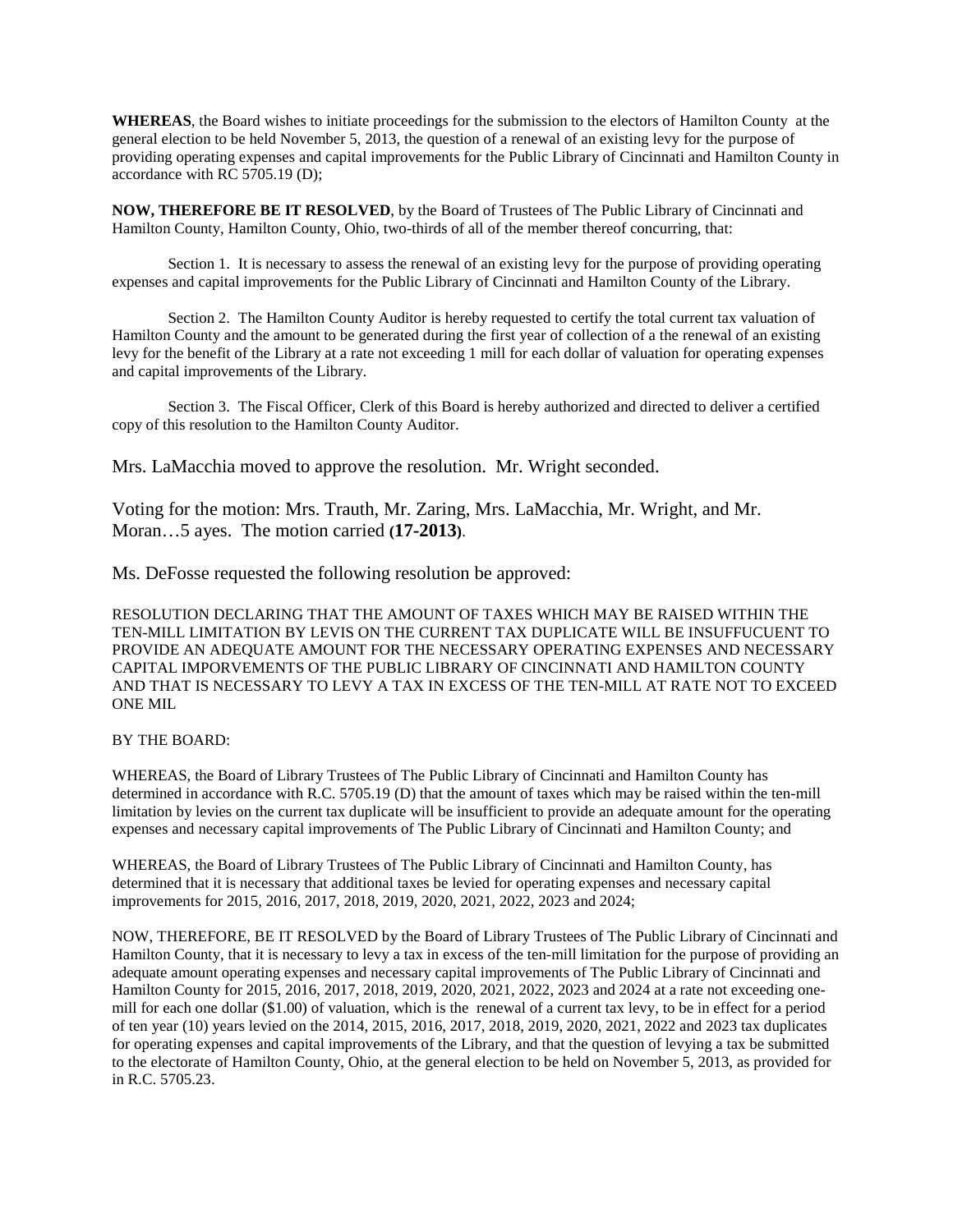**WHEREAS**, the Board wishes to initiate proceedings for the submission to the electors of Hamilton County at the general election to be held November 5, 2013, the question of a renewal of an existing levy for the purpose of providing operating expenses and capital improvements for the Public Library of Cincinnati and Hamilton County in accordance with RC 5705.19 (D);

**NOW, THEREFORE BE IT RESOLVED**, by the Board of Trustees of The Public Library of Cincinnati and Hamilton County, Hamilton County, Ohio, two-thirds of all of the member thereof concurring, that:

Section 1. It is necessary to assess the renewal of an existing levy for the purpose of providing operating expenses and capital improvements for the Public Library of Cincinnati and Hamilton County of the Library.

Section 2. The Hamilton County Auditor is hereby requested to certify the total current tax valuation of Hamilton County and the amount to be generated during the first year of collection of a the renewal of an existing levy for the benefit of the Library at a rate not exceeding 1 mill for each dollar of valuation for operating expenses and capital improvements of the Library.

Section 3. The Fiscal Officer, Clerk of this Board is hereby authorized and directed to deliver a certified copy of this resolution to the Hamilton County Auditor.

Mrs. LaMacchia moved to approve the resolution. Mr. Wright seconded.

Voting for the motion: Mrs. Trauth, Mr. Zaring, Mrs. LaMacchia, Mr. Wright, and Mr. Moran…5 ayes. The motion carried **(17-2013)**.

Ms. DeFosse requested the following resolution be approved:

RESOLUTION DECLARING THAT THE AMOUNT OF TAXES WHICH MAY BE RAISED WITHIN THE TEN-MILL LIMITATION BY LEVIS ON THE CURRENT TAX DUPLICATE WILL BE INSUFFUCUENT TO PROVIDE AN ADEQUATE AMOUNT FOR THE NECESSARY OPERATING EXPENSES AND NECESSARY CAPITAL IMPORVEMENTS OF THE PUBLIC LIBRARY OF CINCINNATI AND HAMILTON COUNTY AND THAT IS NECESSARY TO LEVY A TAX IN EXCESS OF THE TEN-MILL AT RATE NOT TO EXCEED ONE MIL

BY THE BOARD:

WHEREAS, the Board of Library Trustees of The Public Library of Cincinnati and Hamilton County has determined in accordance with R.C. 5705.19 (D) that the amount of taxes which may be raised within the ten-mill limitation by levies on the current tax duplicate will be insufficient to provide an adequate amount for the operating expenses and necessary capital improvements of The Public Library of Cincinnati and Hamilton County; and

WHEREAS, the Board of Library Trustees of The Public Library of Cincinnati and Hamilton County, has determined that it is necessary that additional taxes be levied for operating expenses and necessary capital improvements for 2015, 2016, 2017, 2018, 2019, 2020, 2021, 2022, 2023 and 2024;

NOW, THEREFORE, BE IT RESOLVED by the Board of Library Trustees of The Public Library of Cincinnati and Hamilton County, that it is necessary to levy a tax in excess of the ten-mill limitation for the purpose of providing an adequate amount operating expenses and necessary capital improvements of The Public Library of Cincinnati and Hamilton County for 2015, 2016, 2017, 2018, 2019, 2020, 2021, 2022, 2023 and 2024 at a rate not exceeding one-mill for each one dollar ($1.00) of valuation, which is the renewal of a current tax levy, to be in effect for a period of ten year (10) years levied on the 2014, 2015, 2016, 2017, 2018, 2019, 2020, 2021, 2022 and 2023 tax duplicates for operating expenses and capital improvements of the Library, and that the question of levying a tax be submitted to the electorate of Hamilton County, Ohio, at the general election to be held on November 5, 2013, as provided for in R.C. 5705.23.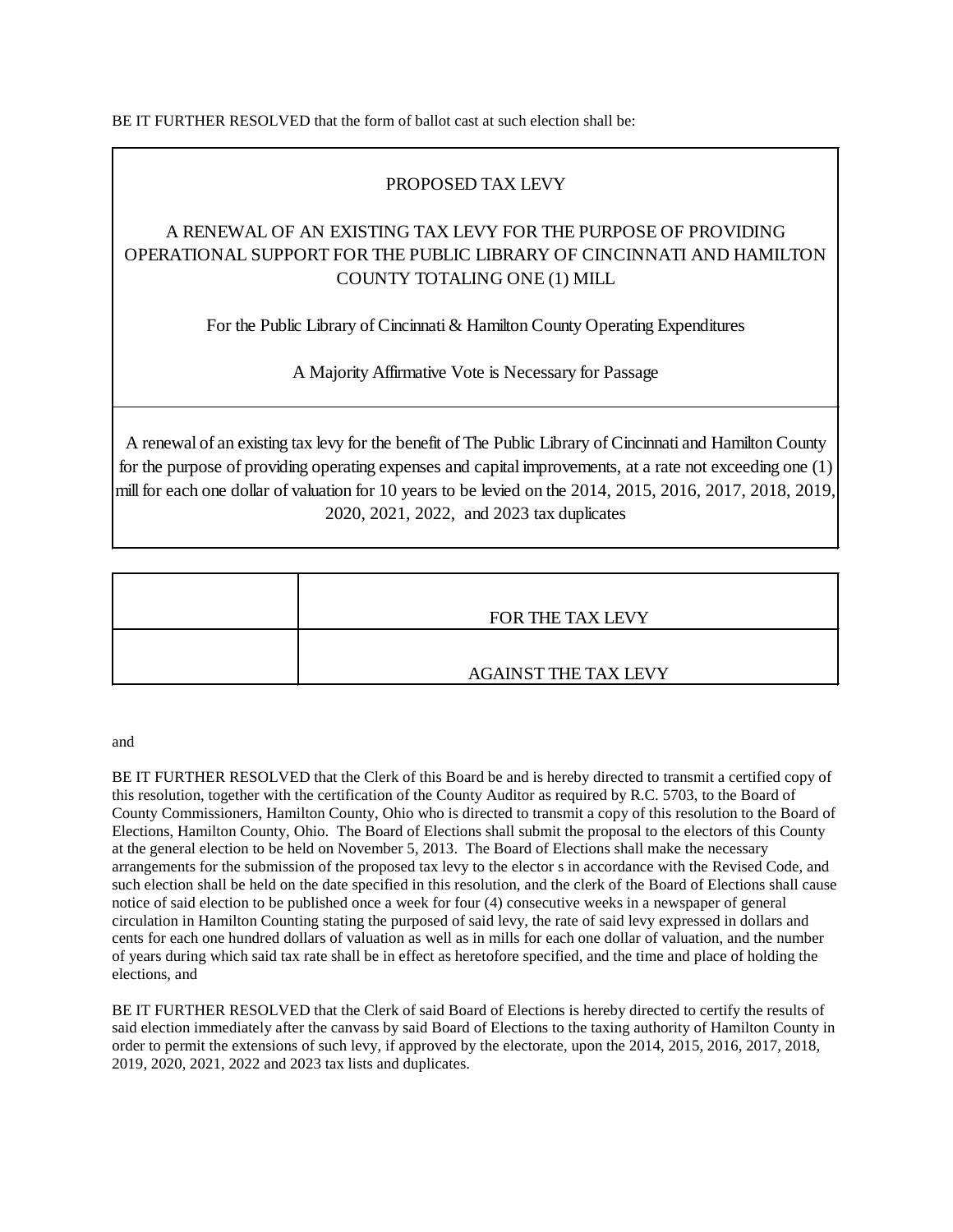BE IT FURTHER RESOLVED that the form of ballot cast at such election shall be:

| PROPOSED TAX LEVY<br><br>A RENEWAL OF AN EXISTING TAX LEVY FOR THE PURPOSE OF PROVIDING OPERATIONAL SUPPORT FOR THE PUBLIC LIBRARY OF CINCINNATI AND HAMILTON COUNTY TOTALING ONE (1) MILL<br><br>For the Public Library of Cincinnati & Hamilton County Operating Expenditures<br><br>A Majority Affirmative Vote is Necessary for Passage |
|---|
| A renewal of an existing tax levy for the benefit of The Public Library of Cincinnati and Hamilton County for the purpose of providing operating expenses and capital improvements, at a rate not exceeding one (1) mill for each one dollar of valuation for 10 years to be levied on the 2014, 2015, 2016, 2017, 2018, 2019, 2020, 2021, 2022, and 2023 tax duplicates |

| | |
|---|---|
| | FOR THE TAX LEVY |
| | AGAINST THE TAX LEVY |

and

BE IT FURTHER RESOLVED that the Clerk of this Board be and is hereby directed to transmit a certified copy of this resolution, together with the certification of the County Auditor as required by R.C. 5703, to the Board of County Commissioners, Hamilton County, Ohio who is directed to transmit a copy of this resolution to the Board of Elections, Hamilton County, Ohio. The Board of Elections shall submit the proposal to the electors of this County at the general election to be held on November 5, 2013. The Board of Elections shall make the necessary arrangements for the submission of the proposed tax levy to the elector s in accordance with the Revised Code, and such election shall be held on the date specified in this resolution, and the clerk of the Board of Elections shall cause notice of said election to be published once a week for four (4) consecutive weeks in a newspaper of general circulation in Hamilton Counting stating the purposed of said levy, the rate of said levy expressed in dollars and cents for each one hundred dollars of valuation as well as in mills for each one dollar of valuation, and the number of years during which said tax rate shall be in effect as heretofore specified, and the time and place of holding the elections, and

BE IT FURTHER RESOLVED that the Clerk of said Board of Elections is hereby directed to certify the results of said election immediately after the canvass by said Board of Elections to the taxing authority of Hamilton County in order to permit the extensions of such levy, if approved by the electorate, upon the 2014, 2015, 2016, 2017, 2018, 2019, 2020, 2021, 2022 and 2023 tax lists and duplicates.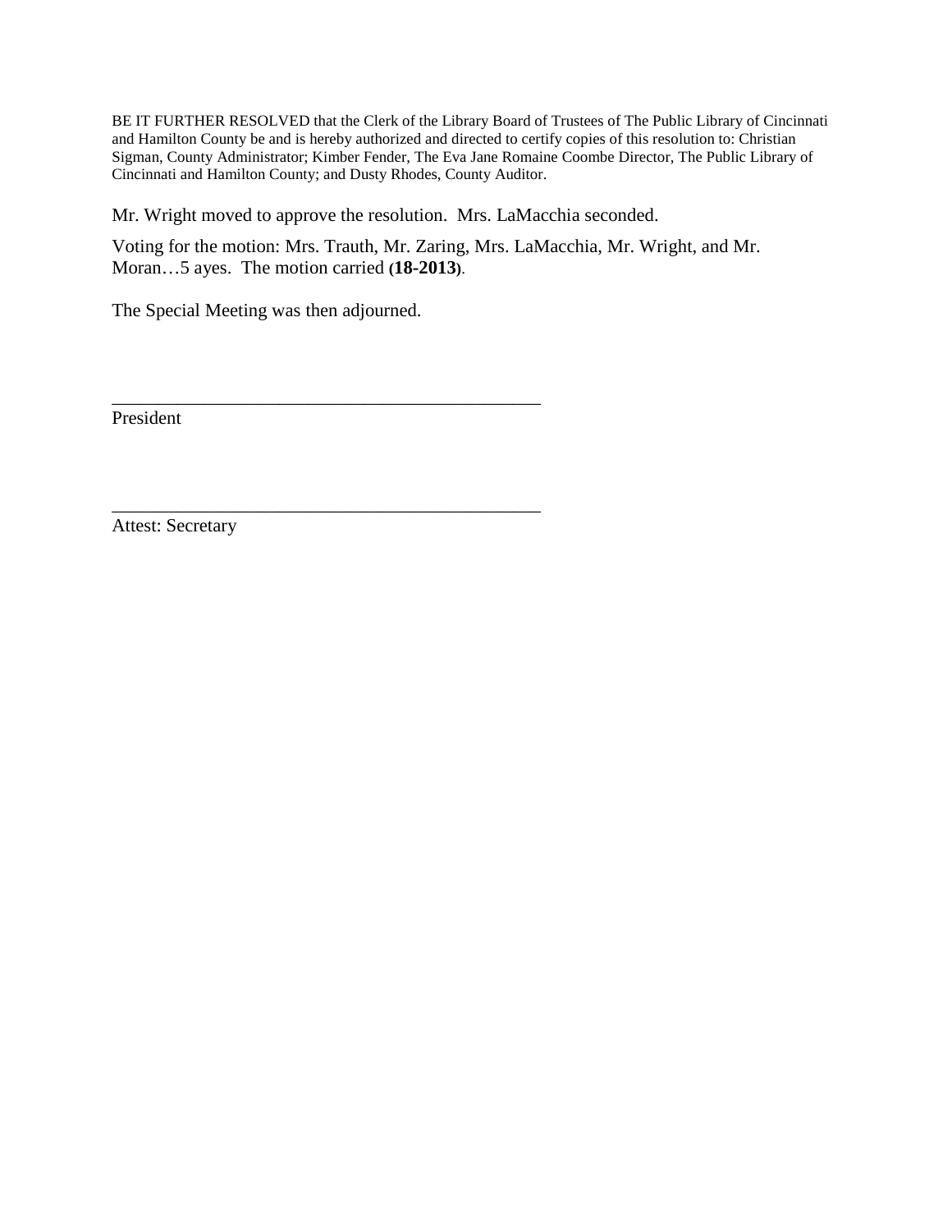BE IT FURTHER RESOLVED that the Clerk of the Library Board of Trustees of The Public Library of Cincinnati and Hamilton County be and is hereby authorized and directed to certify copies of this resolution to: Christian Sigman, County Administrator; Kimber Fender, The Eva Jane Romaine Coombe Director, The Public Library of Cincinnati and Hamilton County; and Dusty Rhodes, County Auditor.

Mr. Wright moved to approve the resolution. Mrs. LaMacchia seconded.

Voting for the motion: Mrs. Trauth, Mr. Zaring, Mrs. LaMacchia, Mr. Wright, and Mr. Moran…5 ayes. The motion carried **(18-2013)**.

The Special Meeting was then adjourned.

_______________________________________________

President

_______________________________________________

Attest: Secretary